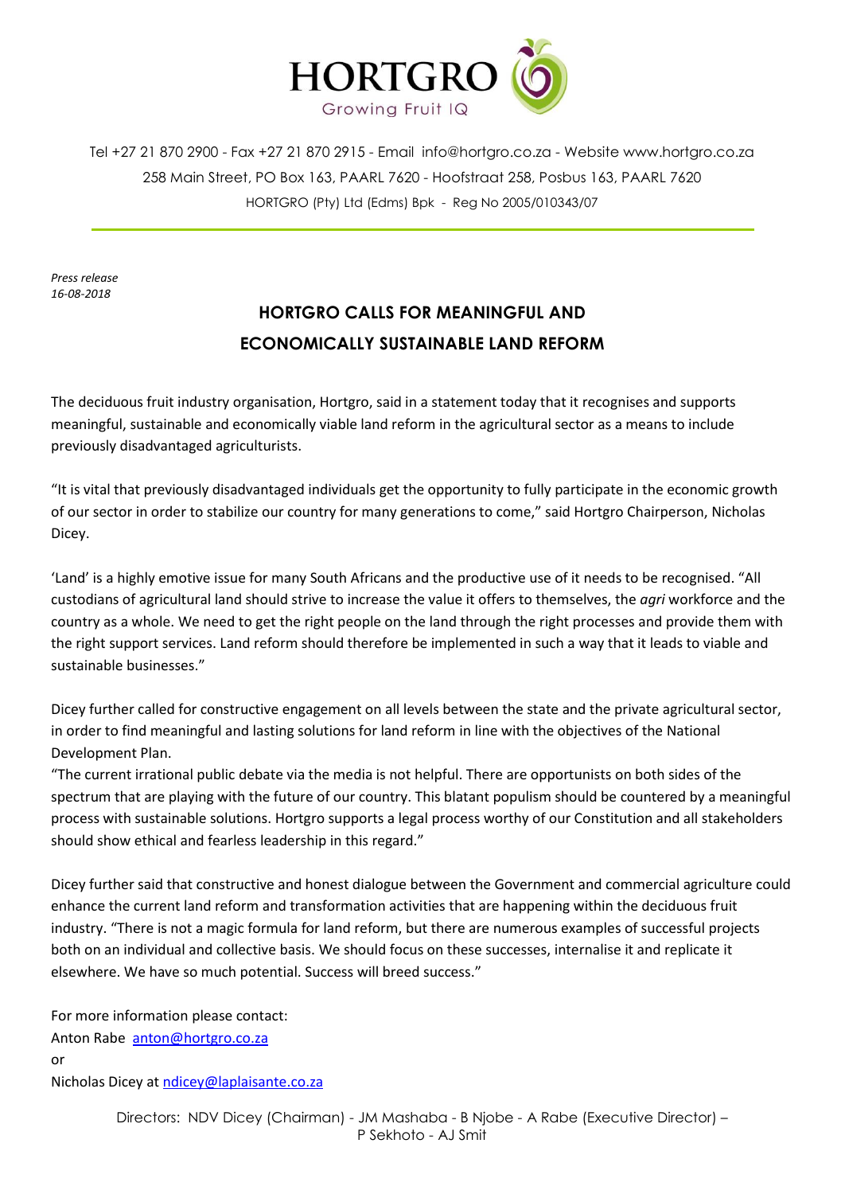HORTGRO
Growing Fruit IQ

Tel +27 21 870 2900 - Fax +27 21 870 2915 - Email info@hortgro.co.za - Website www.hortgro.co.za
258 Main Street, PO Box 163, PAARL 7620 - Hoofstraat 258, Posbus 163, PAARL 7620
HORTGRO (Pty) Ltd (Edms) Bpk - Reg No 2005/010343/07

*Press release*
*16-08-2018*

# HORTGRO CALLS FOR MEANINGFUL AND ECONOMICALLY SUSTAINABLE LAND REFORM

The deciduous fruit industry organisation, Hortgro, said in a statement today that it recognises and supports meaningful, sustainable and economically viable land reform in the agricultural sector as a means to include previously disadvantaged agriculturists.

"It is vital that previously disadvantaged individuals get the opportunity to fully participate in the economic growth of our sector in order to stabilize our country for many generations to come," said Hortgro Chairperson, Nicholas Dicey.

'Land' is a highly emotive issue for many South Africans and the productive use of it needs to be recognised. "All custodians of agricultural land should strive to increase the value it offers to themselves, the *agri* workforce and the country as a whole. We need to get the right people on the land through the right processes and provide them with the right support services. Land reform should therefore be implemented in such a way that it leads to viable and sustainable businesses."

Dicey further called for constructive engagement on all levels between the state and the private agricultural sector, in order to find meaningful and lasting solutions for land reform in line with the objectives of the National Development Plan.
"The current irrational public debate via the media is not helpful. There are opportunists on both sides of the spectrum that are playing with the future of our country. This blatant populism should be countered by a meaningful process with sustainable solutions. Hortgro supports a legal process worthy of our Constitution and all stakeholders should show ethical and fearless leadership in this regard."

Dicey further said that constructive and honest dialogue between the Government and commercial agriculture could enhance the current land reform and transformation activities that are happening within the deciduous fruit industry. "There is not a magic formula for land reform, but there are numerous examples of successful projects both on an individual and collective basis. We should focus on these successes, internalise it and replicate it elsewhere. We have so much potential. Success will breed success."

For more information please contact:
Anton Rabe anton@hortgro.co.za
or
Nicholas Dicey at ndicey@laplaisante.co.za

Directors: NDV Dicey (Chairman) - JM Mashaba - B Njobe - A Rabe (Executive Director) – P Sekhoto - AJ Smit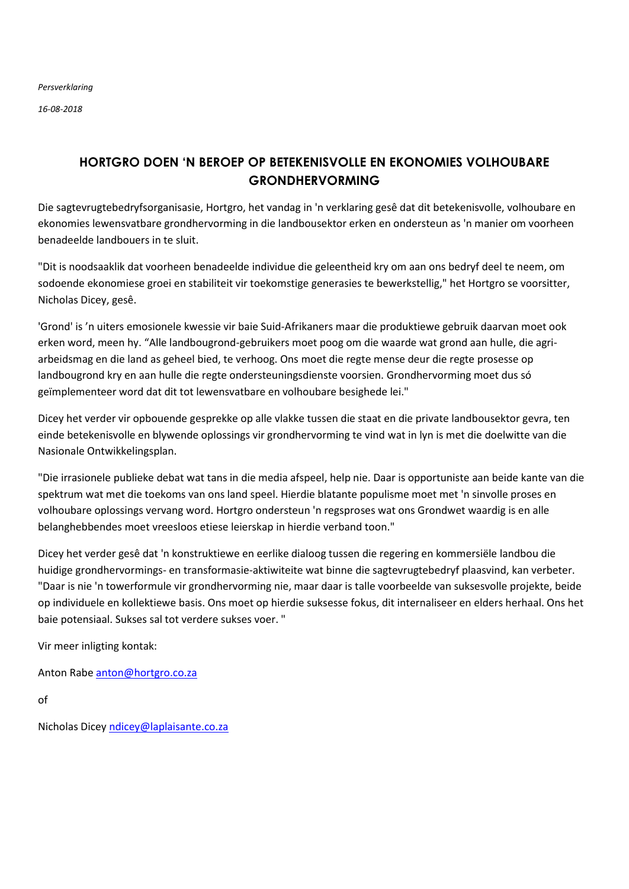*Persverklaring*

*16-08-2018*

# HORTGRO DOEN 'N BEROEP OP BETEKENISVOLLE EN EKONOMIES VOLHOUBARE GRONDHERVORMING

Die sagtevrugtebedryfsorganisasie, Hortgro, het vandag in 'n verklaring gesê dat dit betekenisvolle, volhoubare en ekonomies lewensvatbare grondhervorming in die landbousektor erken en ondersteun as 'n manier om voorheen benadeelde landbouers in te sluit.

"Dit is noodsaaklik dat voorheen benadeelde individue die geleentheid kry om aan ons bedryf deel te neem, om sodoende ekonomiese groei en stabiliteit vir toekomstige generasies te bewerkstellig," het Hortgro se voorsitter, Nicholas Dicey, gesê.

'Grond' is 'n uiters emosionele kwessie vir baie Suid-Afrikaners maar die produktiewe gebruik daarvan moet ook erken word, meen hy. "Alle landbougrond-gebruikers moet poog om die waarde wat grond aan hulle, die agri-arbeidsmag en die land as geheel bied, te verhoog. Ons moet die regte mense deur die regte prosesse op landbougrond kry en aan hulle die regte ondersteuningsdienste voorsien. Grondhervorming moet dus só geïmplementeer word dat dit tot lewensvatbare en volhoubare besighede lei."

Dicey het verder vir opbouende gesprekke op alle vlakke tussen die staat en die private landbousektor gevra, ten einde betekenisvolle en blywende oplossings vir grondhervorming te vind wat in lyn is met die doelwitte van die Nasionale Ontwikkelingsplan.

"Die irrasionele publieke debat wat tans in die media afspeel, help nie. Daar is opportuniste aan beide kante van die spektrum wat met die toekoms van ons land speel. Hierdie blatante populisme moet met 'n sinvolle proses en volhoubare oplossings vervang word. Hortgro ondersteun 'n regsproses wat ons Grondwet waardig is en alle belanghebbendes moet vreesloos etiese leierskap in hierdie verband toon."

Dicey het verder gesê dat 'n konstruktiewe en eerlike dialoog tussen die regering en kommersiële landbou die huidige grondhervormings- en transformasie-aktiwiteite wat binne die sagtevrugtebedryf plaasvind, kan verbeter. "Daar is nie 'n towerformule vir grondhervorming nie, maar daar is talle voorbeelde van suksesvolle projekte, beide op individuele en kollektiewe basis. Ons moet op hierdie suksesse fokus, dit internaliseer en elders herhaal. Ons het baie potensiaal. Sukses sal tot verdere sukses voer. "

Vir meer inligting kontak:

Anton Rabe anton@hortgro.co.za

of

Nicholas Dicey ndicey@laplaisante.co.za